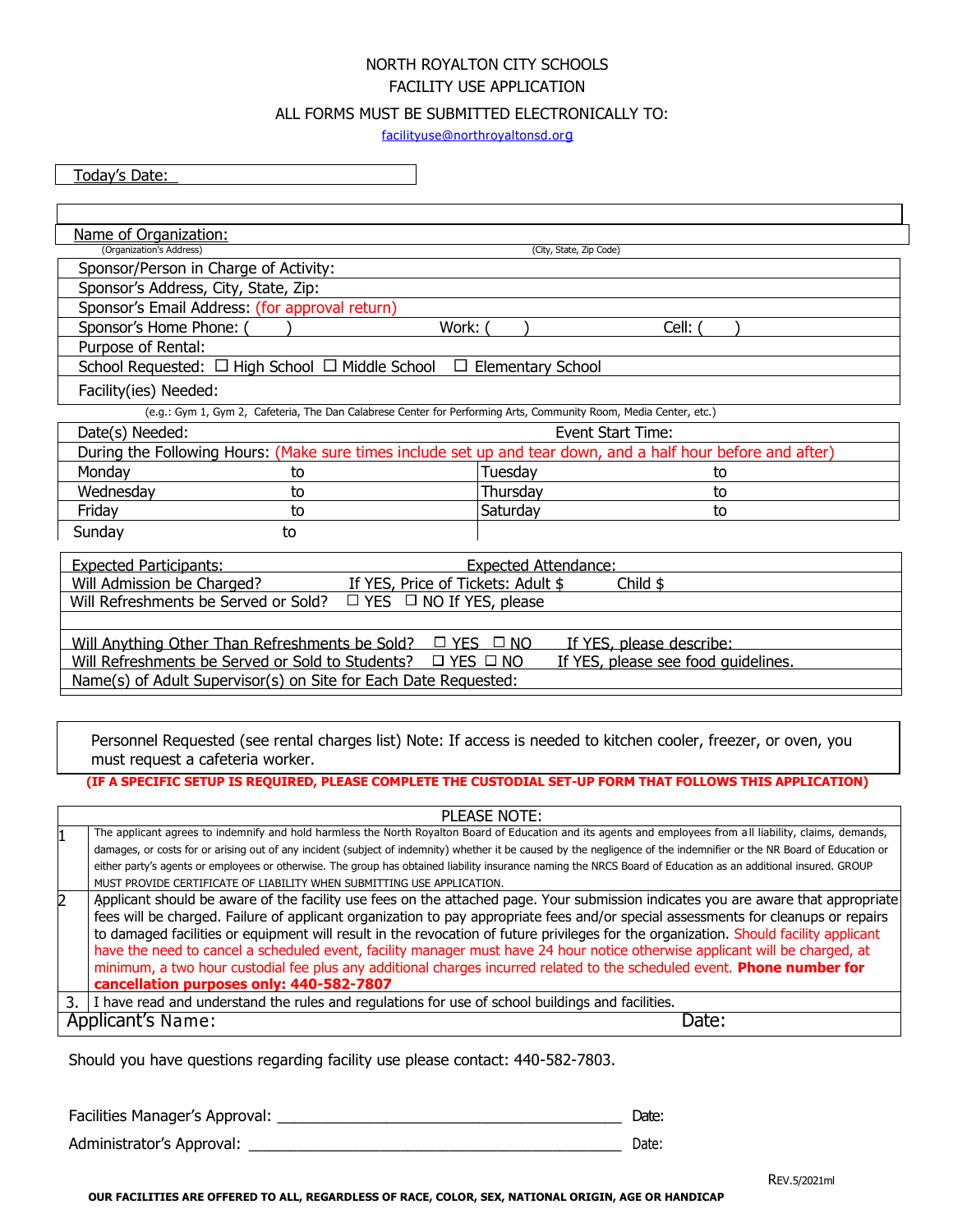# NORTH ROYALTON CITY SCHOOLS

## FACILITY USE APPLICATION

ALL FORMS MUST BE SUBMITTED ELECTRONICALLY TO:

facilityuse@northroyaltonsd.org

Today's Date:

Name of Organization:

(Organization's Address) (City, State, Zip Code)

| |
|---|
| Sponsor/Person in Charge of Activity: |
| Sponsor's Address, City, State, Zip: |
| Sponsor's Email Address: (for approval return) |
| Sponsor's Home Phone: ( ) Work: ( ) Cell: ( ) |
| Purpose of Rental: |
| School Requested: ☐ High School ☐ Middle School ☐ Elementary School |
| Facility(ies) Needed: |

(e.g.: Gym 1, Gym 2, Cafeteria, The Dan Calabrese Center for Performing Arts, Community Room, Media Center, etc.)

| Date(s) Needed: | | Event Start Time: | |
|---|---|---|---|
| During the Following Hours: (Make sure times include set up and tear down, and a half hour before and after) | | | |
| Monday | to | Tuesday | to |
| Wednesday | to | Thursday | to |
| Friday | to | Saturday | to |
| Sunday | to | | |

| | |
|---|---|
| Expected Participants: | Expected Attendance: |
| Will Admission be Charged? | If YES, Price of Tickets: Adult $ Child $ |
| Will Refreshments be Served or Sold? ☐ YES ☐ NO If YES, please | |
| | |
| Will Anything Other Than Refreshments be Sold? ☐ YES ☐ NO | If YES, please describe: |
| Will Refreshments be Served or Sold to Students? ☐ YES ☐ NO | If YES, please see food guidelines. |
| Name(s) of Adult Supervisor(s) on Site for Each Date Requested: | |

Personnel Requested (see rental charges list) Note: If access is needed to kitchen cooler, freezer, or oven, you must request a cafeteria worker.

**(IF A SPECIFIC SETUP IS REQUIRED, PLEASE COMPLETE THE CUSTODIAL SET-UP FORM THAT FOLLOWS THIS APPLICATION)**

PLEASE NOTE:

1. The applicant agrees to indemnify and hold harmless the North Royalton Board of Education and its agents and employees from all liability, claims, demands, damages, or costs for or arising out of any incident (subject of indemnity) whether it be caused by the negligence of the indemnifier or the NR Board of Education or either party's agents or employees or otherwise. The group has obtained liability insurance naming the NRCS Board of Education as an additional insured. GROUP MUST PROVIDE CERTIFICATE OF LIABILITY WHEN SUBMITTING USE APPLICATION.
2. Applicant should be aware of the facility use fees on the attached page. Your submission indicates you are aware that appropriate fees will be charged. Failure of applicant organization to pay appropriate fees and/or special assessments for cleanups or repairs to damaged facilities or equipment will result in the revocation of future privileges for the organization. Should facility applicant have the need to cancel a scheduled event, facility manager must have 24 hour notice otherwise applicant will be charged, at minimum, a two hour custodial fee plus any additional charges incurred related to the scheduled event. **Phone number for cancellation purposes only: 440-582-7807**
3. I have read and understand the rules and regulations for use of school buildings and facilities.

Applicant's Name: Date:

Should you have questions regarding facility use please contact: 440-582-7803.

Facilities Manager's Approval: ________________________________________ Date:

Administrator's Approval: ________________________________________ Date:

REV.5/2021ml

**OUR FACILITIES ARE OFFERED TO ALL, REGARDLESS OF RACE, COLOR, SEX, NATIONAL ORIGIN, AGE OR HANDICAP**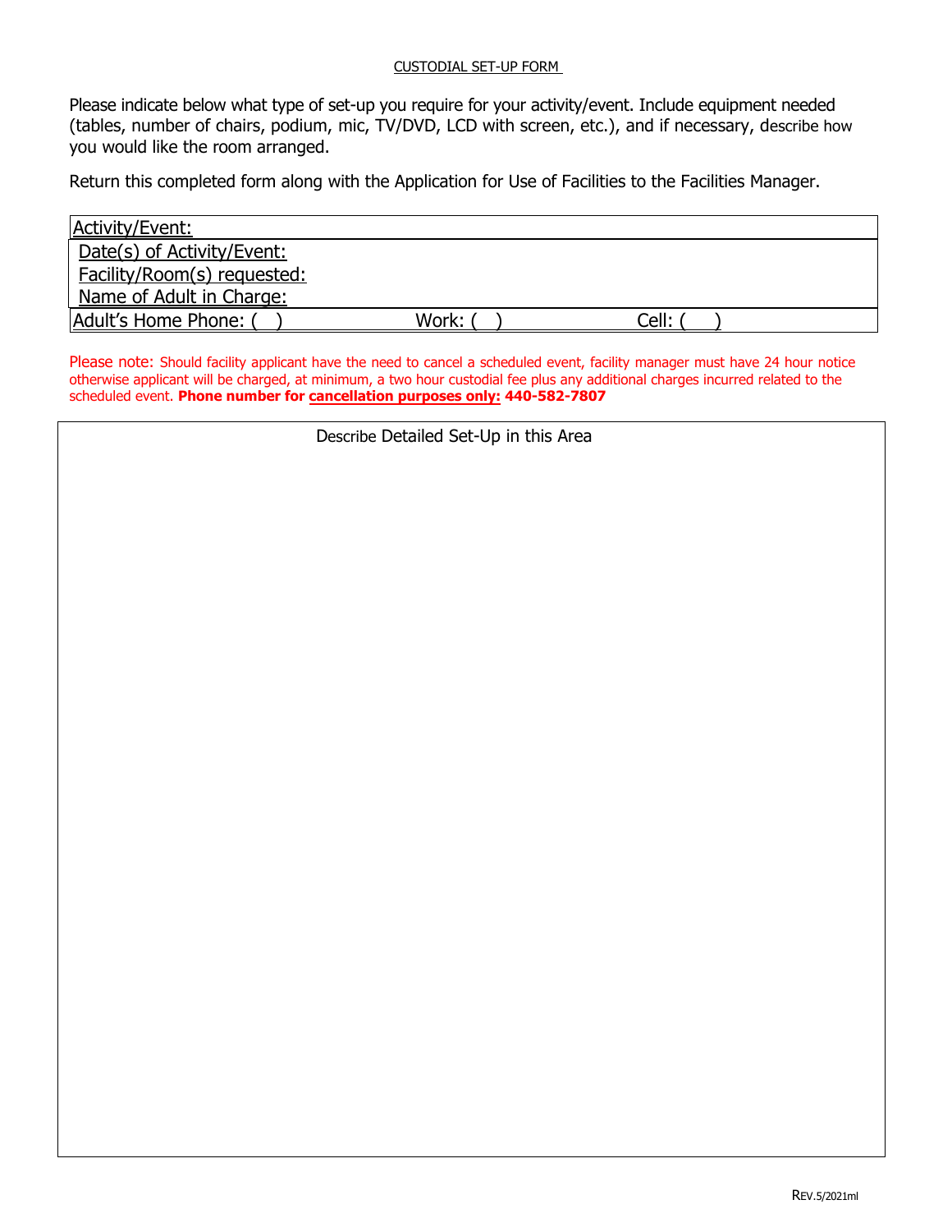# CUSTODIAL SET-UP FORM

Please indicate below what type of set-up you require for your activity/event. Include equipment needed (tables, number of chairs, podium, mic, TV/DVD, LCD with screen, etc.), and if necessary, describe how you would like the room arranged.

Return this completed form along with the Application for Use of Facilities to the Facilities Manager.

| | | |
|---|---|---|
| Activity/Event: | | |
| Date(s) of Activity/Event: | | |
| Facility/Room(s) requested: | | |
| Name of Adult in Charge: | | |
| Adult's Home Phone: ( ) | Work: ( ) | Cell: ( ) |

Please note: Should facility applicant have the need to cancel a scheduled event, facility manager must have 24 hour notice otherwise applicant will be charged, at minimum, a two hour custodial fee plus any additional charges incurred related to the scheduled event. **Phone number for cancellation purposes only: 440-582-7807**

Describe Detailed Set-Up in this Area

REV.5/2021ml